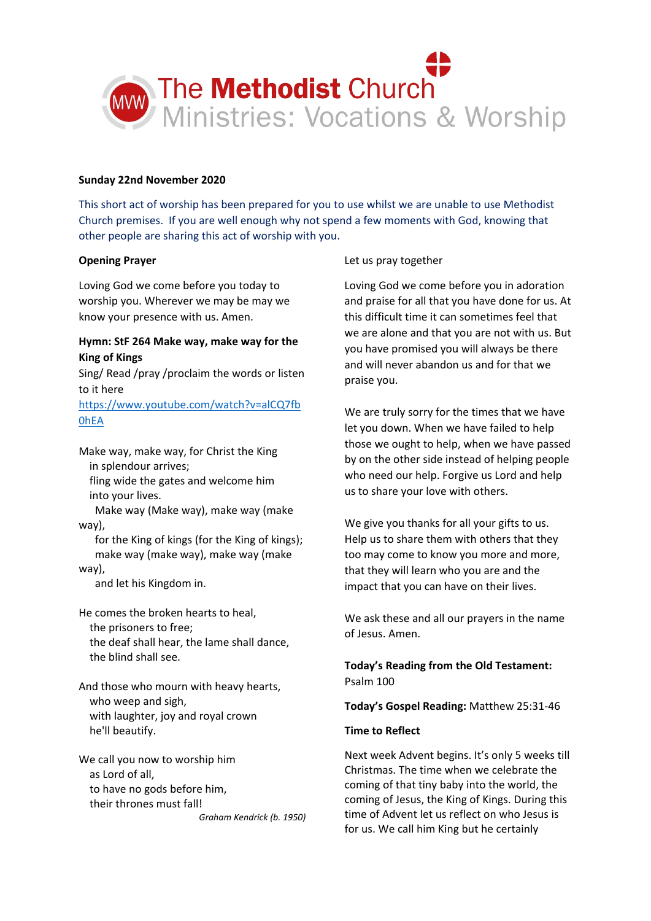The Methodist Church
Ministries: Vocations & Worship

**Sunday 22nd November 2020**

This short act of worship has been prepared for you to use whilst we are unable to use Methodist Church premises. If you are well enough why not spend a few moments with God, knowing that other people are sharing this act of worship with you.

**Opening Prayer**

Loving God we come before you today to worship you. Wherever we may be may we know your presence with us. Amen.

**Hymn: StF 264 Make way, make way for the King of Kings**
Sing/ Read /pray /proclaim the words or listen to it here
https://www.youtube.com/watch?v=alCQ7fb0hEA

Make way, make way, for Christ the King
in splendour arrives;
fling wide the gates and welcome him
into your lives.
Make way (Make way), make way (make way),
for the King of kings (for the King of kings);
make way (make way), make way (make way),
and let his Kingdom in.

He comes the broken hearts to heal,
the prisoners to free;
the deaf shall hear, the lame shall dance,
the blind shall see.

And those who mourn with heavy hearts,
who weep and sigh,
with laughter, joy and royal crown
he'll beautify.

We call you now to worship him
as Lord of all,
to have no gods before him,
their thrones must fall!

*Graham Kendrick (b. 1950)*

Let us pray together

Loving God we come before you in adoration and praise for all that you have done for us. At this difficult time it can sometimes feel that we are alone and that you are not with us. But you have promised you will always be there and will never abandon us and for that we praise you.

We are truly sorry for the times that we have let you down. When we have failed to help those we ought to help, when we have passed by on the other side instead of helping people who need our help. Forgive us Lord and help us to share your love with others.

We give you thanks for all your gifts to us. Help us to share them with others that they too may come to know you more and more, that they will learn who you are and the impact that you can have on their lives.

We ask these and all our prayers in the name of Jesus. Amen.

**Today's Reading from the Old Testament:** Psalm 100

**Today's Gospel Reading:** Matthew 25:31-46

**Time to Reflect**

Next week Advent begins. It's only 5 weeks till Christmas. The time when we celebrate the coming of that tiny baby into the world, the coming of Jesus, the King of Kings. During this time of Advent let us reflect on who Jesus is for us. We call him King but he certainly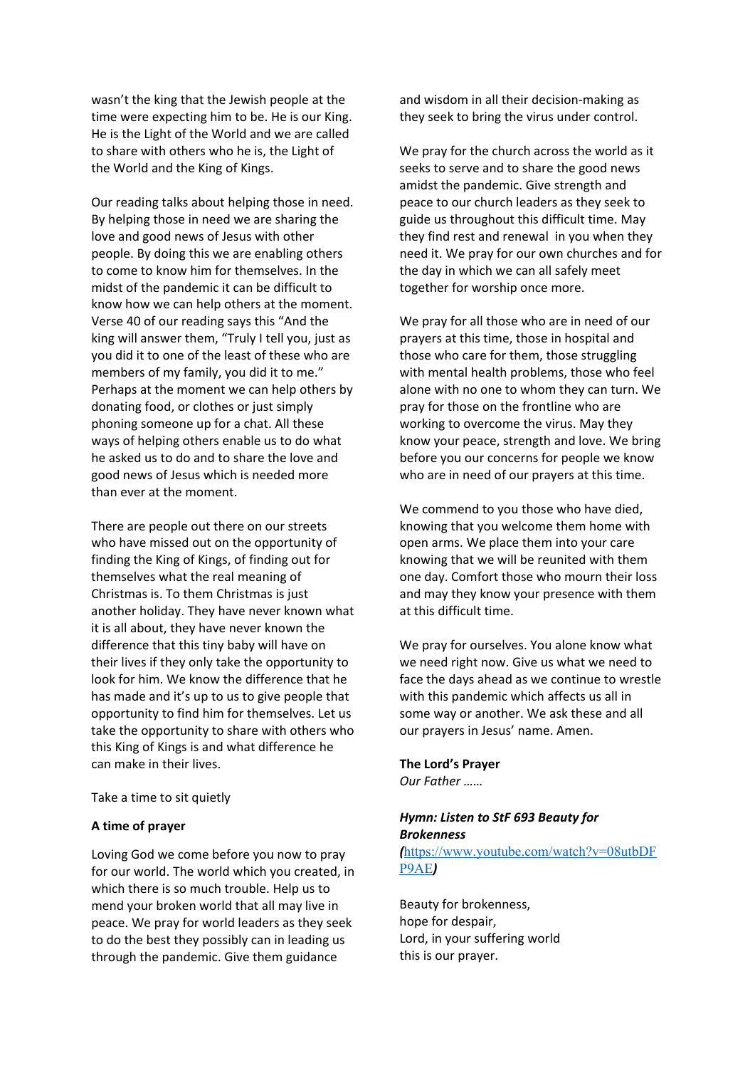wasn't the king that the Jewish people at the time were expecting him to be. He is our King. He is the Light of the World and we are called to share with others who he is, the Light of the World and the King of Kings.

Our reading talks about helping those in need. By helping those in need we are sharing the love and good news of Jesus with other people. By doing this we are enabling others to come to know him for themselves. In the midst of the pandemic it can be difficult to know how we can help others at the moment. Verse 40 of our reading says this "And the king will answer them, "Truly I tell you, just as you did it to one of the least of these who are members of my family, you did it to me." Perhaps at the moment we can help others by donating food, or clothes or just simply phoning someone up for a chat. All these ways of helping others enable us to do what he asked us to do and to share the love and good news of Jesus which is needed more than ever at the moment.

There are people out there on our streets who have missed out on the opportunity of finding the King of Kings, of finding out for themselves what the real meaning of Christmas is. To them Christmas is just another holiday. They have never known what it is all about, they have never known the difference that this tiny baby will have on their lives if they only take the opportunity to look for him. We know the difference that he has made and it's up to us to give people that opportunity to find him for themselves. Let us take the opportunity to share with others who this King of Kings is and what difference he can make in their lives.

Take a time to sit quietly

**A time of prayer**

Loving God we come before you now to pray for our world. The world which you created, in which there is so much trouble. Help us to mend your broken world that all may live in peace. We pray for world leaders as they seek to do the best they possibly can in leading us through the pandemic. Give them guidance and wisdom in all their decision-making as they seek to bring the virus under control.

We pray for the church across the world as it seeks to serve and to share the good news amidst the pandemic. Give strength and peace to our church leaders as they seek to guide us throughout this difficult time. May they find rest and renewal in you when they need it. We pray for our own churches and for the day in which we can all safely meet together for worship once more.

We pray for all those who are in need of our prayers at this time, those in hospital and those who care for them, those struggling with mental health problems, those who feel alone with no one to whom they can turn. We pray for those on the frontline who are working to overcome the virus. May they know your peace, strength and love. We bring before you our concerns for people we know who are in need of our prayers at this time.

We commend to you those who have died, knowing that you welcome them home with open arms. We place them into your care knowing that we will be reunited with them one day. Comfort those who mourn their loss and may they know your presence with them at this difficult time.

We pray for ourselves. You alone know what we need right now. Give us what we need to face the days ahead as we continue to wrestle with this pandemic which affects us all in some way or another. We ask these and all our prayers in Jesus' name. Amen.

**The Lord's Prayer**
*Our Father ……*

***Hymn: Listen to StF 693 Beauty for Brokenness***
***(***https://www.youtube.com/watch?v=08utbDFP9AE***)***

Beauty for brokenness,
hope for despair,
Lord, in your suffering world
this is our prayer.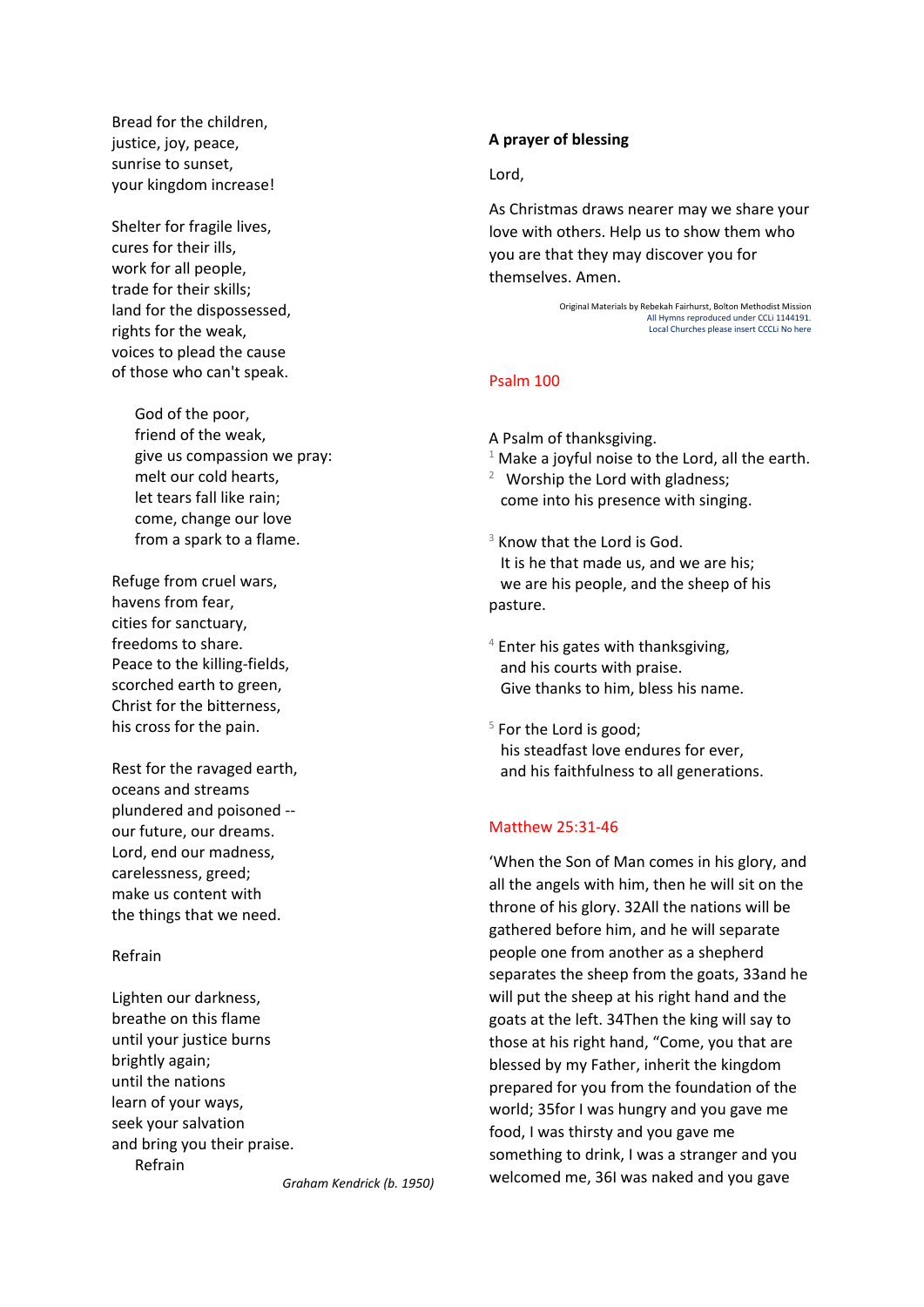Bread for the children,
justice, joy, peace,
sunrise to sunset,
your kingdom increase!

Shelter for fragile lives,
cures for their ills,
work for all people,
trade for their skills;
land for the dispossessed,
rights for the weak,
voices to plead the cause
of those who can't speak.

> God of the poor,
> friend of the weak,
> give us compassion we pray:
> melt our cold hearts,
> let tears fall like rain;
> come, change our love
> from a spark to a flame.

Refuge from cruel wars,
havens from fear,
cities for sanctuary,
freedoms to share.
Peace to the killing-fields,
scorched earth to green,
Christ for the bitterness,
his cross for the pain.

Rest for the ravaged earth,
oceans and streams
plundered and poisoned --
our future, our dreams.
Lord, end our madness,
carelessness, greed;
make us content with
the things that we need.

Refrain

Lighten our darkness,
breathe on this flame
until your justice burns
brightly again;
until the nations
learn of your ways,
seek your salvation
and bring you their praise.
Refrain

*Graham Kendrick (b. 1950)*

**A prayer of blessing**

Lord,

As Christmas draws nearer may we share your love with others. Help us to show them who you are that they may discover you for themselves. Amen.

Original Materials by Rebekah Fairhurst, Bolton Methodist Mission
All Hymns reproduced under CCLi 1144191.
Local Churches please insert CCCLi No here

## Psalm 100

A Psalm of thanksgiving.
[1] Make a joyful noise to the Lord, all the earth.
[2] Worship the Lord with gladness;
come into his presence with singing.

[3] Know that the Lord is God.
It is he that made us, and we are his;
we are his people, and the sheep of his pasture.

[4] Enter his gates with thanksgiving,
and his courts with praise.
Give thanks to him, bless his name.

[5] For the Lord is good;
his steadfast love endures for ever,
and his faithfulness to all generations.

## Matthew 25:31-46

'When the Son of Man comes in his glory, and all the angels with him, then he will sit on the throne of his glory. 32All the nations will be gathered before him, and he will separate people one from another as a shepherd separates the sheep from the goats, 33and he will put the sheep at his right hand and the goats at the left. 34Then the king will say to those at his right hand, "Come, you that are blessed by my Father, inherit the kingdom prepared for you from the foundation of the world; 35for I was hungry and you gave me food, I was thirsty and you gave me something to drink, I was a stranger and you welcomed me, 36I was naked and you gave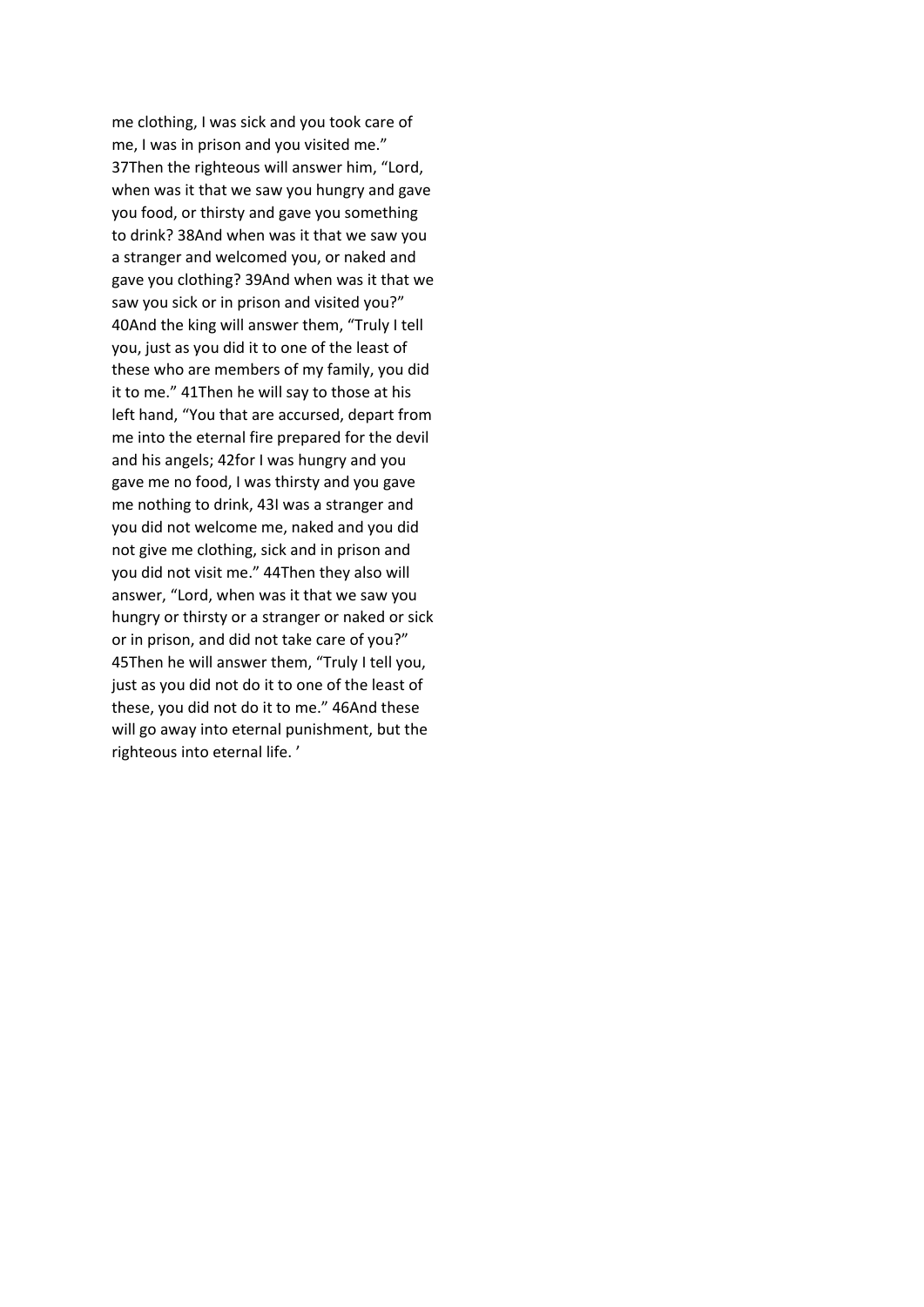me clothing, I was sick and you took care of me, I was in prison and you visited me.” 37Then the righteous will answer him, “Lord, when was it that we saw you hungry and gave you food, or thirsty and gave you something to drink? 38And when was it that we saw you a stranger and welcomed you, or naked and gave you clothing? 39And when was it that we saw you sick or in prison and visited you?” 40And the king will answer them, “Truly I tell you, just as you did it to one of the least of these who are members of my family, you did it to me.” 41Then he will say to those at his left hand, “You that are accursed, depart from me into the eternal fire prepared for the devil and his angels; 42for I was hungry and you gave me no food, I was thirsty and you gave me nothing to drink, 43I was a stranger and you did not welcome me, naked and you did not give me clothing, sick and in prison and you did not visit me.” 44Then they also will answer, “Lord, when was it that we saw you hungry or thirsty or a stranger or naked or sick or in prison, and did not take care of you?” 45Then he will answer them, “Truly I tell you, just as you did not do it to one of the least of these, you did not do it to me.” 46And these will go away into eternal punishment, but the righteous into eternal life. ’